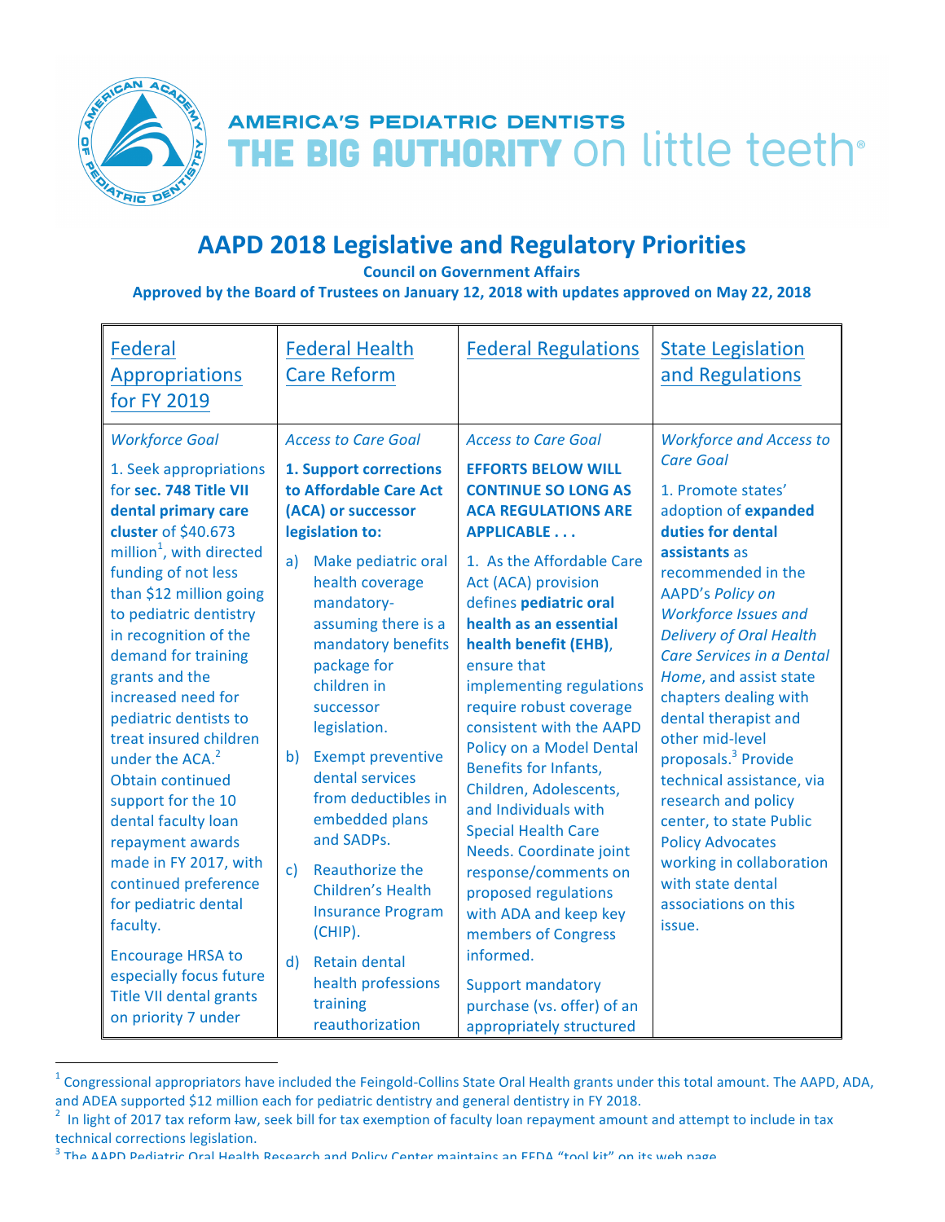AMERICA'S PEDIATRIC DENTISTS
THE BIG AUTHORITY on little teeth®

# AAPD 2018 Legislative and Regulatory Priorities

**Council on Government Affairs**

**Approved by the Board of Trustees on January 12, 2018 with updates approved on May 22, 2018**

| Federal Appropriations for FY 2019 | Federal Health Care Reform | Federal Regulations | State Legislation and Regulations |
|---|---|---|---|
| *Workforce Goal*<br><br>1. Seek appropriations for **sec. 748 Title VII dental primary care cluster** of $40.673 million[1], with directed funding of not less than $12 million going to pediatric dentistry in recognition of the demand for training grants and the increased need for pediatric dentists to treat insured children under the ACA.[2] Obtain continued support for the 10 dental faculty loan repayment awards made in FY 2017, with continued preference for pediatric dental faculty.<br><br>Encourage HRSA to especially focus future Title VII dental grants on priority 7 under | *Access to Care Goal*<br><br>**1. Support corrections to Affordable Care Act (ACA) or successor legislation to:**<br><br>a) Make pediatric oral health coverage mandatory- assuming there is a mandatory benefits package for children in successor legislation.<br><br>b) Exempt preventive dental services from deductibles in embedded plans and SADPs.<br><br>c) Reauthorize the Children's Health Insurance Program (CHIP).<br><br>d) Retain dental health professions training reauthorization | *Access to Care Goal*<br><br>**EFFORTS BELOW WILL CONTINUE SO LONG AS ACA REGULATIONS ARE APPLICABLE . . .**<br><br>1. As the Affordable Care Act (ACA) provision defines **pediatric oral health as an essential health benefit (EHB)**, ensure that implementing regulations require robust coverage consistent with the AAPD Policy on a Model Dental Benefits for Infants, Children, Adolescents, and Individuals with Special Health Care Needs. Coordinate joint response/comments on proposed regulations with ADA and keep key members of Congress informed.<br><br>Support mandatory purchase (vs. offer) of an appropriately structured | *Workforce and Access to Care Goal*<br><br>1. Promote states' adoption of **expanded duties for dental assistants** as recommended in the AAPD's *Policy on Workforce Issues and Delivery of Oral Health Care Services in a Dental Home*, and assist state chapters dealing with dental therapist and other mid-level proposals.[3] Provide technical assistance, via research and policy center, to state Public Policy Advocates working in collaboration with state dental associations on this issue. |

[1] Congressional appropriators have included the Feingold-Collins State Oral Health grants under this total amount. The AAPD, ADA, and ADEA supported $12 million each for pediatric dentistry and general dentistry in FY 2018.

[2] In light of 2017 tax reform law, seek bill for tax exemption of faculty loan repayment amount and attempt to include in tax technical corrections legislation.

[3] The AAPD Pediatric Oral Health Research and Policy Center maintains an EFDA "tool kit" on its web page.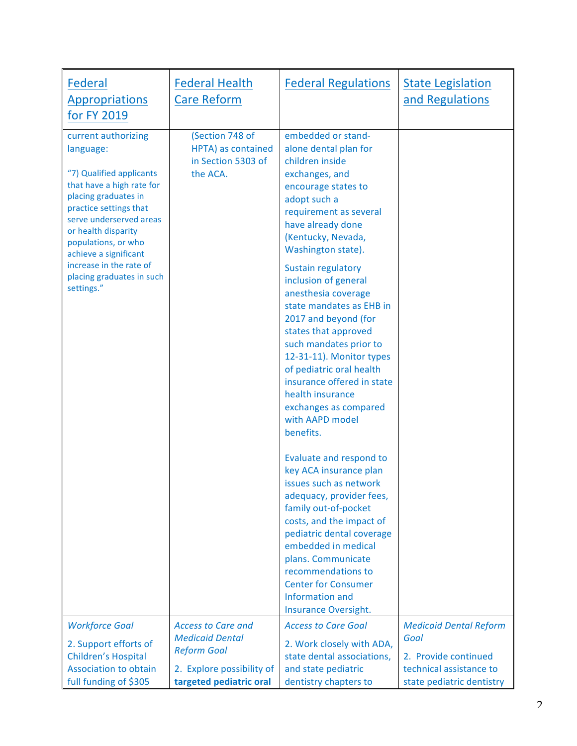| Federal Appropriations for FY 2019 | Federal Health Care Reform | Federal Regulations | State Legislation and Regulations |
|---|---|---|---|
| current authorizing language:<br><br>"7) Qualified applicants that have a high rate for placing graduates in practice settings that serve underserved areas or health disparity populations, or who achieve a significant increase in the rate of placing graduates in such settings." | (Section 748 of HPTA) as contained in Section 5303 of the ACA. | embedded or stand-alone dental plan for children inside exchanges, and encourage states to adopt such a requirement as several have already done (Kentucky, Nevada, Washington state).<br><br>Sustain regulatory inclusion of general anesthesia coverage state mandates as EHB in 2017 and beyond (for states that approved such mandates prior to 12-31-11). Monitor types of pediatric oral health insurance offered in state health insurance exchanges as compared with AAPD model benefits.<br><br>Evaluate and respond to key ACA insurance plan issues such as network adequacy, provider fees, family out-of-pocket costs, and the impact of pediatric dental coverage embedded in medical plans. Communicate recommendations to Center for Consumer Information and Insurance Oversight. | |
| *Workforce Goal*<br><br>2. Support efforts of Children's Hospital Association to obtain full funding of $305 | *Access to Care and Medicaid Dental Reform Goal*<br><br>2. Explore possibility of **targeted pediatric oral** | *Access to Care Goal*<br><br>2. Work closely with ADA, state dental associations, and state pediatric dentistry chapters to | *Medicaid Dental Reform Goal*<br><br>2. Provide continued technical assistance to state pediatric dentistry |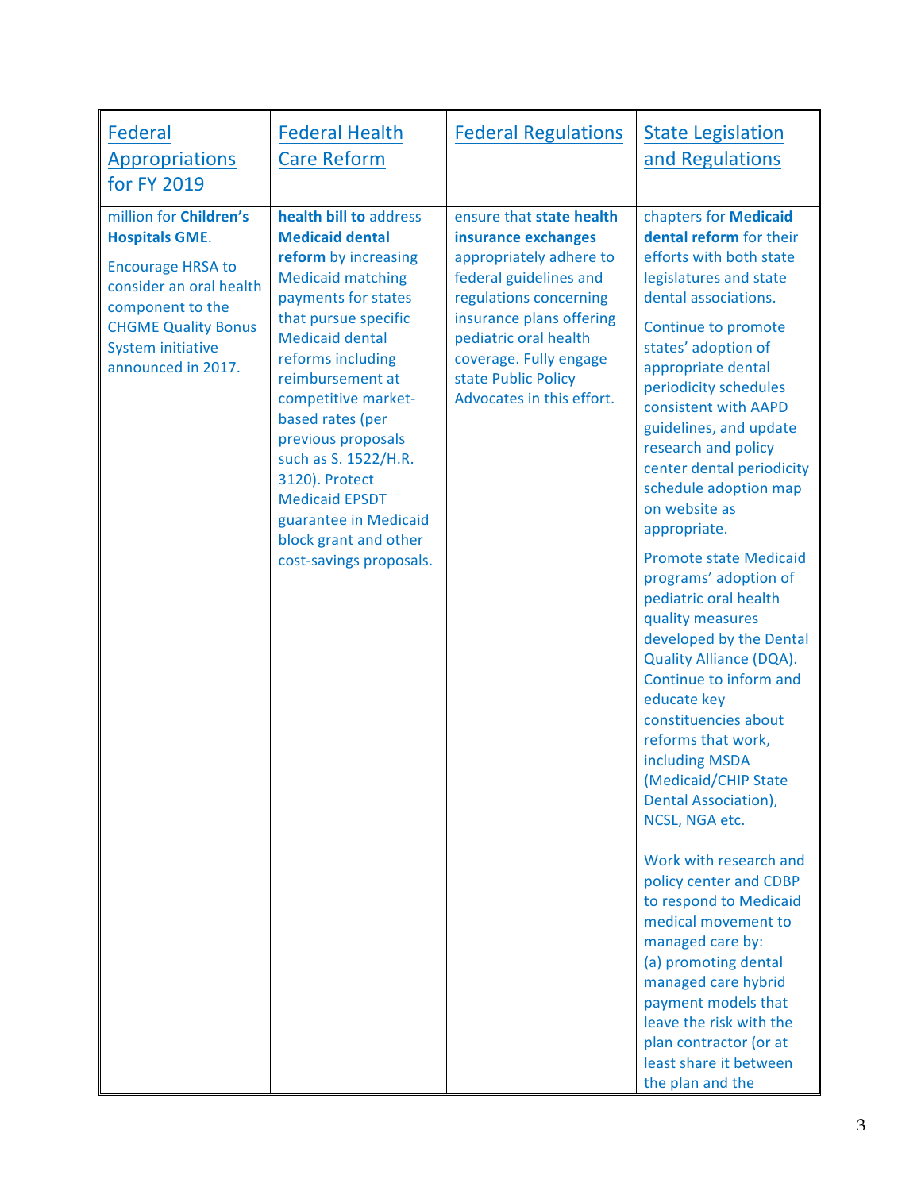| Federal Appropriations for FY 2019 | Federal Health Care Reform | Federal Regulations | State Legislation and Regulations |
|---|---|---|---|
| million for **Children's Hospitals GME**.<br><br>Encourage HRSA to consider an oral health component to the CHGME Quality Bonus System initiative announced in 2017. | **health bill to** address **Medicaid dental reform** by increasing Medicaid matching payments for states that pursue specific Medicaid dental reforms including reimbursement at competitive market-based rates (per previous proposals such as S. 1522/H.R. 3120). Protect Medicaid EPSDT guarantee in Medicaid block grant and other cost-savings proposals. | ensure that **state health insurance exchanges** appropriately adhere to federal guidelines and regulations concerning insurance plans offering pediatric oral health coverage. Fully engage state Public Policy Advocates in this effort. | chapters for **Medicaid dental reform** for their efforts with both state legislatures and state dental associations.<br><br>Continue to promote states' adoption of appropriate dental periodicity schedules consistent with AAPD guidelines, and update research and policy center dental periodicity schedule adoption map on website as appropriate.<br><br>Promote state Medicaid programs' adoption of pediatric oral health quality measures developed by the Dental Quality Alliance (DQA). Continue to inform and educate key constituencies about reforms that work, including MSDA (Medicaid/CHIP State Dental Association), NCSL, NGA etc.<br><br>Work with research and policy center and CDBP to respond to Medicaid medical movement to managed care by:<br>(a) promoting dental managed care hybrid payment models that leave the risk with the plan contractor (or at least share it between the plan and the |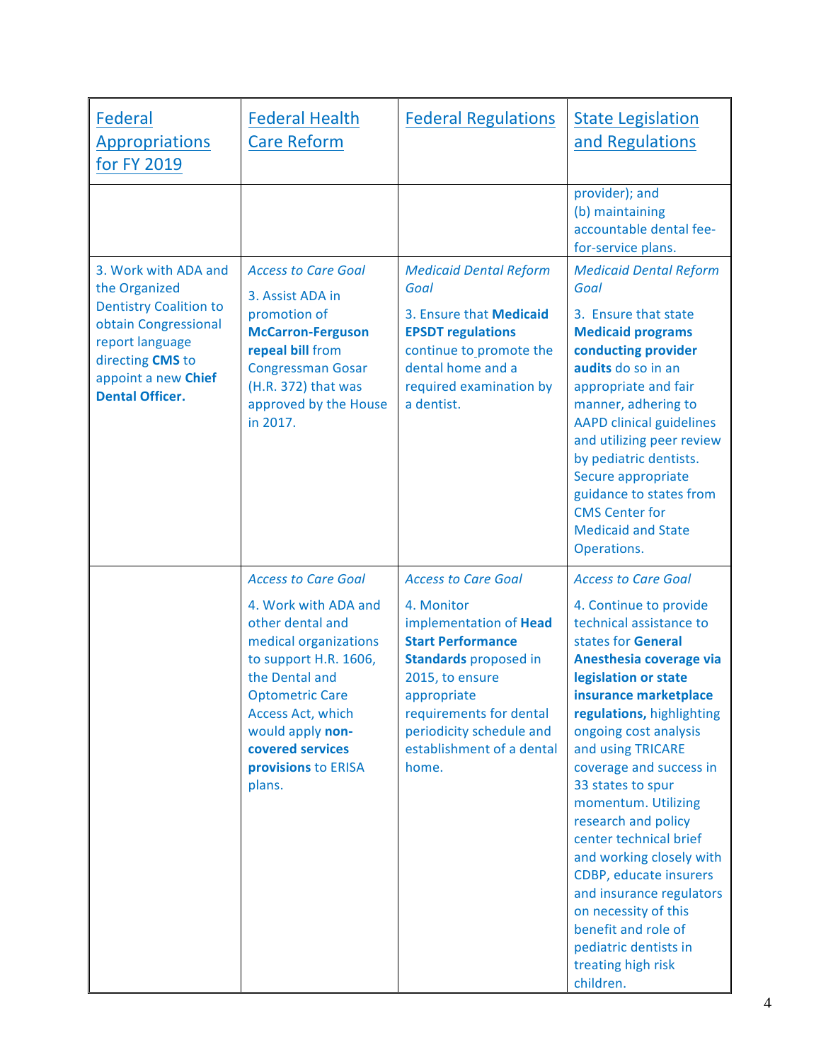| [Federal Appropriations for FY 2019]() | [Federal Health Care Reform]() | [Federal Regulations]() | [State Legislation and Regulations]() |
|---|---|---|---|
| | | | provider); and<br>(b) maintaining accountable dental fee-for-service plans. |
| 3. Work with ADA and the Organized Dentistry Coalition to obtain Congressional report language directing **CMS** to appoint a new **Chief Dental Officer.** | *Access to Care Goal*<br><br>3. Assist ADA in promotion of **McCarron-Ferguson repeal bill** from Congressman Gosar (H.R. 372) that was approved by the House in 2017. | *Medicaid Dental Reform Goal*<br><br>3. Ensure that **Medicaid EPSDT regulations** continue to promote the dental home and a required examination by a dentist. | *Medicaid Dental Reform Goal*<br><br>3. Ensure that state **Medicaid programs conducting provider audits** do so in an appropriate and fair manner, adhering to AAPD clinical guidelines and utilizing peer review by pediatric dentists. Secure appropriate guidance to states from CMS Center for Medicaid and State Operations. |
| | *Access to Care Goal*<br><br>4. Work with ADA and other dental and medical organizations to support H.R. 1606, the Dental and Optometric Care Access Act, which would apply **non-covered services provisions** to ERISA plans. | *Access to Care Goal*<br><br>4. Monitor implementation of **Head Start Performance Standards** proposed in 2015, to ensure appropriate requirements for dental periodicity schedule and establishment of a dental home. | *Access to Care Goal*<br><br>4. Continue to provide technical assistance to states for **General Anesthesia coverage via legislation or state insurance marketplace regulations,** highlighting ongoing cost analysis and using TRICARE coverage and success in 33 states to spur momentum. Utilizing research and policy center technical brief and working closely with CDBP, educate insurers and insurance regulators on necessity of this benefit and role of pediatric dentists in treating high risk children. |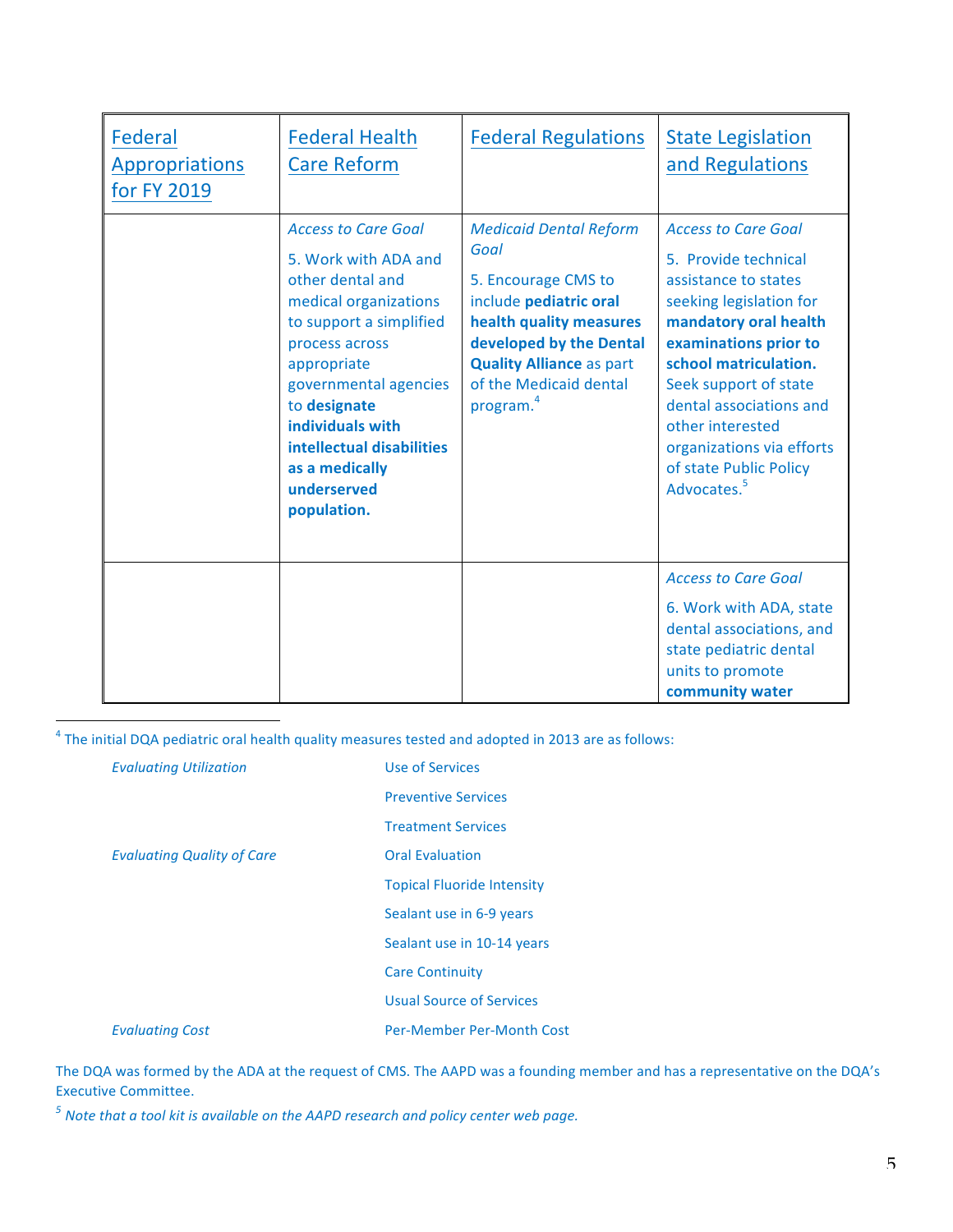| Federal Appropriations for FY 2019 | Federal Health Care Reform | Federal Regulations | State Legislation and Regulations |
|---|---|---|---|
| | *Access to Care Goal*<br>5. Work with ADA and other dental and medical organizations to support a simplified process across appropriate governmental agencies to **designate individuals with intellectual disabilities as a medically underserved population.** | *Medicaid Dental Reform Goal*<br>5. Encourage CMS to include **pediatric oral health quality measures developed by the Dental Quality Alliance** as part of the Medicaid dental program.[4] | *Access to Care Goal*<br>5. Provide technical assistance to states seeking legislation for **mandatory oral health examinations prior to school matriculation.** Seek support of state dental associations and other interested organizations via efforts of state Public Policy Advocates.[5] |
| | | | *Access to Care Goal*<br>6. Work with ADA, state dental associations, and state pediatric dental units to promote **community water** |

[4] The initial DQA pediatric oral health quality measures tested and adopted in 2013 are as follows:

| | |
|---|---|
| *Evaluating Utilization* | Use of Services |
| | Preventive Services |
| | Treatment Services |
| *Evaluating Quality of Care* | Oral Evaluation |
| | Topical Fluoride Intensity |
| | Sealant use in 6-9 years |
| | Sealant use in 10-14 years |
| | Care Continuity |
| | Usual Source of Services |
| *Evaluating Cost* | Per-Member Per-Month Cost |

The DQA was formed by the ADA at the request of CMS. The AAPD was a founding member and has a representative on the DQA's Executive Committee.

[5] *Note that a tool kit is available on the AAPD research and policy center web page.*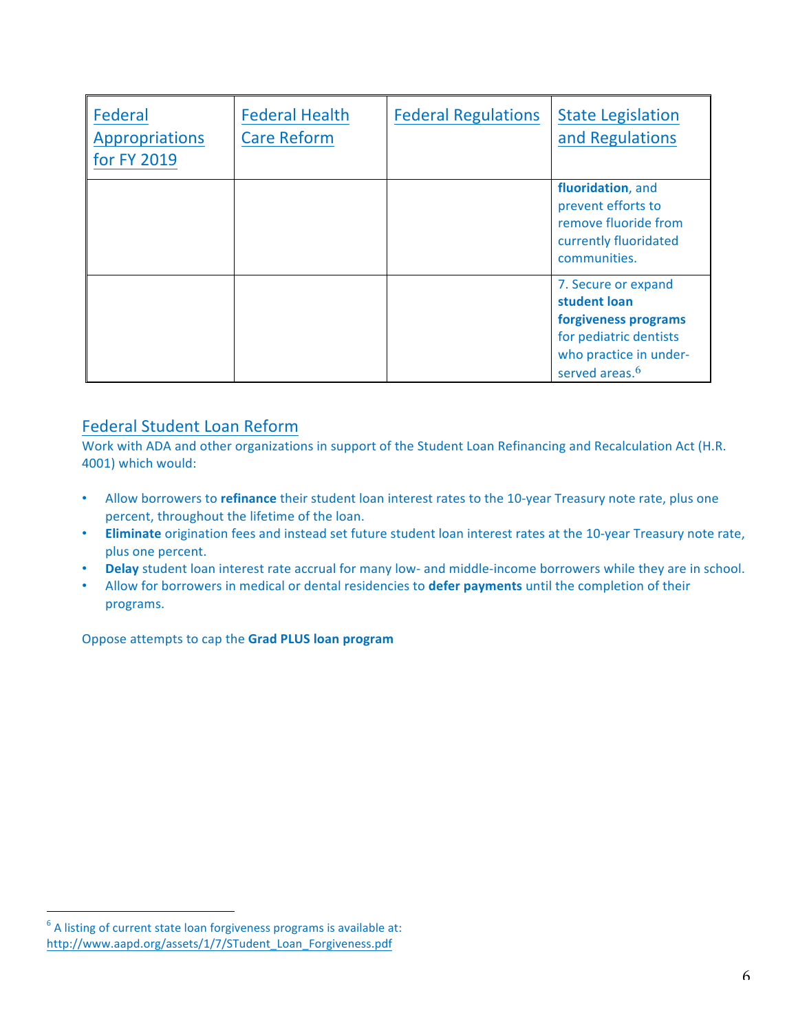| Federal Appropriations for FY 2019 | Federal Health Care Reform | Federal Regulations | State Legislation and Regulations |
|---|---|---|---|
| | | | **fluoridation**, and prevent efforts to remove fluoride from currently fluoridated communities. |
| | | | 7. Secure or expand **student loan forgiveness programs** for pediatric dentists who practice in under-served areas.[6] |

## Federal Student Loan Reform

Work with ADA and other organizations in support of the Student Loan Refinancing and Recalculation Act (H.R. 4001) which would:

- Allow borrowers to **refinance** their student loan interest rates to the 10-year Treasury note rate, plus one percent, throughout the lifetime of the loan.
- **Eliminate** origination fees and instead set future student loan interest rates at the 10-year Treasury note rate, plus one percent.
- **Delay** student loan interest rate accrual for many low- and middle-income borrowers while they are in school.
- Allow for borrowers in medical or dental residencies to **defer payments** until the completion of their programs.

Oppose attempts to cap the **Grad PLUS loan program**

[6] A listing of current state loan forgiveness programs is available at: http://www.aapd.org/assets/1/7/STudent_Loan_Forgiveness.pdf